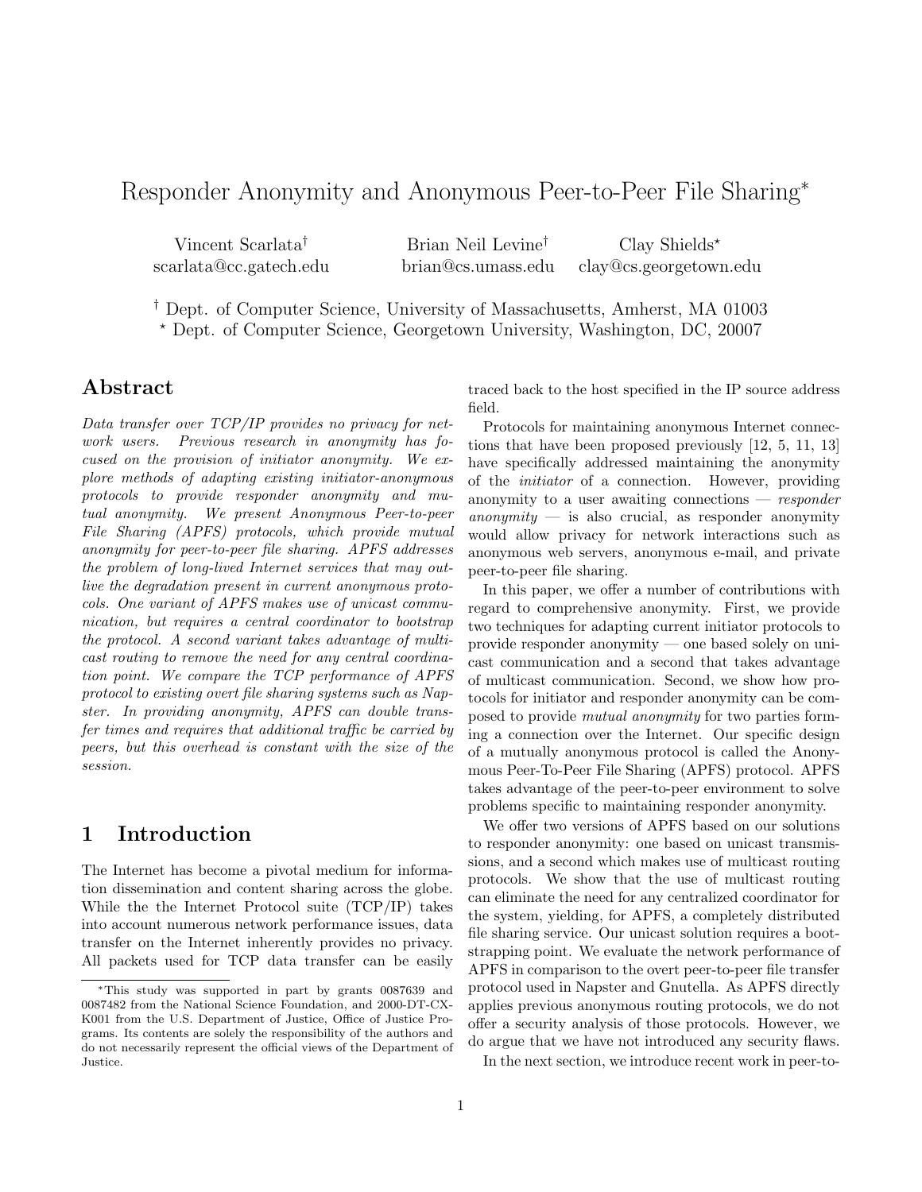# Responder Anonymity and Anonymous Peer-to-Peer File Sharing*

Vincent Scarlata† scarlata@cc.gatech.edu

Brian Neil Levine† brian@cs.umass.edu

Clay Shields⋆ clay@cs.georgetown.edu

† Dept. of Computer Science, University of Massachusetts, Amherst, MA 01003
⋆ Dept. of Computer Science, Georgetown University, Washington, DC, 20007

## Abstract

*Data transfer over TCP/IP provides no privacy for network users. Previous research in anonymity has focused on the provision of initiator anonymity. We explore methods of adapting existing initiator-anonymous protocols to provide responder anonymity and mutual anonymity. We present Anonymous Peer-to-peer File Sharing (APFS) protocols, which provide mutual anonymity for peer-to-peer file sharing. APFS addresses the problem of long-lived Internet services that may outlive the degradation present in current anonymous protocols. One variant of APFS makes use of unicast communication, but requires a central coordinator to bootstrap the protocol. A second variant takes advantage of multicast routing to remove the need for any central coordination point. We compare the TCP performance of APFS protocol to existing overt file sharing systems such as Napster. In providing anonymity, APFS can double transfer times and requires that additional traffic be carried by peers, but this overhead is constant with the size of the session.*

## 1 Introduction

The Internet has become a pivotal medium for information dissemination and content sharing across the globe. While the the Internet Protocol suite (TCP/IP) takes into account numerous network performance issues, data transfer on the Internet inherently provides no privacy. All packets used for TCP data transfer can be easily traced back to the host specified in the IP source address field.

Protocols for maintaining anonymous Internet connections that have been proposed previously [12, 5, 11, 13] have specifically addressed maintaining the anonymity of the *initiator* of a connection. However, providing anonymity to a user awaiting connections — *responder anonymity* — is also crucial, as responder anonymity would allow privacy for network interactions such as anonymous web servers, anonymous e-mail, and private peer-to-peer file sharing.

In this paper, we offer a number of contributions with regard to comprehensive anonymity. First, we provide two techniques for adapting current initiator protocols to provide responder anonymity — one based solely on unicast communication and a second that takes advantage of multicast communication. Second, we show how protocols for initiator and responder anonymity can be composed to provide *mutual anonymity* for two parties forming a connection over the Internet. Our specific design of a mutually anonymous protocol is called the Anonymous Peer-To-Peer File Sharing (APFS) protocol. APFS takes advantage of the peer-to-peer environment to solve problems specific to maintaining responder anonymity.

We offer two versions of APFS based on our solutions to responder anonymity: one based on unicast transmissions, and a second which makes use of multicast routing protocols. We show that the use of multicast routing can eliminate the need for any centralized coordinator for the system, yielding, for APFS, a completely distributed file sharing service. Our unicast solution requires a bootstrapping point. We evaluate the network performance of APFS in comparison to the overt peer-to-peer file transfer protocol used in Napster and Gnutella. As APFS directly applies previous anonymous routing protocols, we do not offer a security analysis of those protocols. However, we do argue that we have not introduced any security flaws.

In the next section, we introduce recent work in peer-to-

*This study was supported in part by grants 0087639 and 0087482 from the National Science Foundation, and 2000-DT-CX-K001 from the U.S. Department of Justice, Office of Justice Programs. Its contents are solely the responsibility of the authors and do not necessarily represent the official views of the Department of Justice.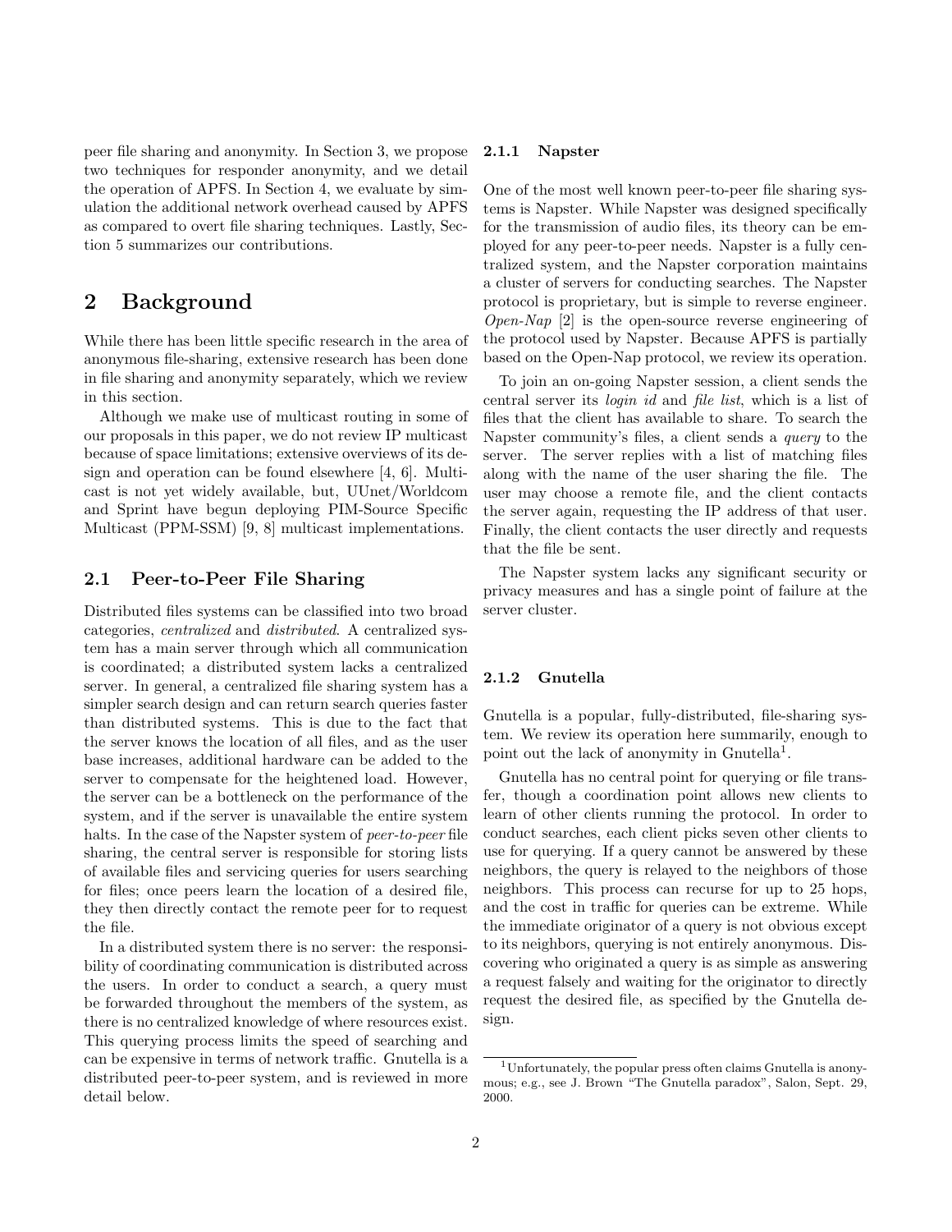peer file sharing and anonymity. In Section 3, we propose two techniques for responder anonymity, and we detail the operation of APFS. In Section 4, we evaluate by simulation the additional network overhead caused by APFS as compared to overt file sharing techniques. Lastly, Section 5 summarizes our contributions.

# 2 Background

While there has been little specific research in the area of anonymous file-sharing, extensive research has been done in file sharing and anonymity separately, which we review in this section.

Although we make use of multicast routing in some of our proposals in this paper, we do not review IP multicast because of space limitations; extensive overviews of its design and operation can be found elsewhere [4, 6]. Multicast is not yet widely available, but, UUnet/Worldcom and Sprint have begun deploying PIM-Source Specific Multicast (PPM-SSM) [9, 8] multicast implementations.

## 2.1 Peer-to-Peer File Sharing

Distributed files systems can be classified into two broad categories, *centralized* and *distributed*. A centralized system has a main server through which all communication is coordinated; a distributed system lacks a centralized server. In general, a centralized file sharing system has a simpler search design and can return search queries faster than distributed systems. This is due to the fact that the server knows the location of all files, and as the user base increases, additional hardware can be added to the server to compensate for the heightened load. However, the server can be a bottleneck on the performance of the system, and if the server is unavailable the entire system halts. In the case of the Napster system of *peer-to-peer* file sharing, the central server is responsible for storing lists of available files and servicing queries for users searching for files; once peers learn the location of a desired file, they then directly contact the remote peer for to request the file.

In a distributed system there is no server: the responsibility of coordinating communication is distributed across the users. In order to conduct a search, a query must be forwarded throughout the members of the system, as there is no centralized knowledge of where resources exist. This querying process limits the speed of searching and can be expensive in terms of network traffic. Gnutella is a distributed peer-to-peer system, and is reviewed in more detail below.

### 2.1.1 Napster

One of the most well known peer-to-peer file sharing systems is Napster. While Napster was designed specifically for the transmission of audio files, its theory can be employed for any peer-to-peer needs. Napster is a fully centralized system, and the Napster corporation maintains a cluster of servers for conducting searches. The Napster protocol is proprietary, but is simple to reverse engineer. *Open-Nap* [2] is the open-source reverse engineering of the protocol used by Napster. Because APFS is partially based on the Open-Nap protocol, we review its operation.

To join an on-going Napster session, a client sends the central server its *login id* and *file list*, which is a list of files that the client has available to share. To search the Napster community's files, a client sends a *query* to the server. The server replies with a list of matching files along with the name of the user sharing the file. The user may choose a remote file, and the client contacts the server again, requesting the IP address of that user. Finally, the client contacts the user directly and requests that the file be sent.

The Napster system lacks any significant security or privacy measures and has a single point of failure at the server cluster.

### 2.1.2 Gnutella

Gnutella is a popular, fully-distributed, file-sharing system. We review its operation here summarily, enough to point out the lack of anonymity in Gnutella[1].

Gnutella has no central point for querying or file transfer, though a coordination point allows new clients to learn of other clients running the protocol. In order to conduct searches, each client picks seven other clients to use for querying. If a query cannot be answered by these neighbors, the query is relayed to the neighbors of those neighbors. This process can recurse for up to 25 hops, and the cost in traffic for queries can be extreme. While the immediate originator of a query is not obvious except to its neighbors, querying is not entirely anonymous. Discovering who originated a query is as simple as answering a request falsely and waiting for the originator to directly request the desired file, as specified by the Gnutella design.

[1] Unfortunately, the popular press often claims Gnutella is anonymous; e.g., see J. Brown "The Gnutella paradox", Salon, Sept. 29, 2000.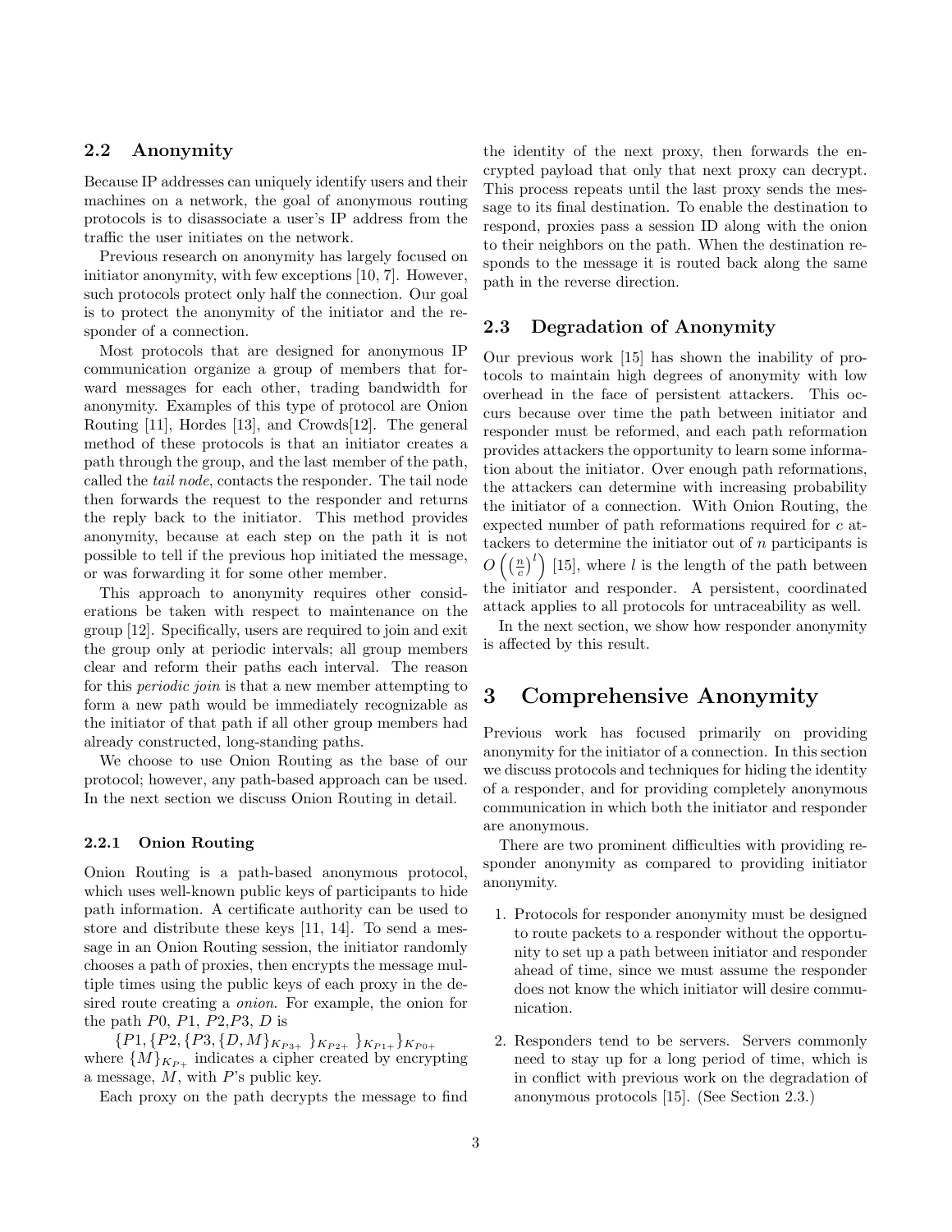## 2.2 Anonymity

Because IP addresses can uniquely identify users and their machines on a network, the goal of anonymous routing protocols is to disassociate a user's IP address from the traffic the user initiates on the network.

Previous research on anonymity has largely focused on initiator anonymity, with few exceptions [10, 7]. However, such protocols protect only half the connection. Our goal is to protect the anonymity of the initiator and the responder of a connection.

Most protocols that are designed for anonymous IP communication organize a group of members that forward messages for each other, trading bandwidth for anonymity. Examples of this type of protocol are Onion Routing [11], Hordes [13], and Crowds[12]. The general method of these protocols is that an initiator creates a path through the group, and the last member of the path, called the *tail node*, contacts the responder. The tail node then forwards the request to the responder and returns the reply back to the initiator. This method provides anonymity, because at each step on the path it is not possible to tell if the previous hop initiated the message, or was forwarding it for some other member.

This approach to anonymity requires other considerations be taken with respect to maintenance on the group [12]. Specifically, users are required to join and exit the group only at periodic intervals; all group members clear and reform their paths each interval. The reason for this *periodic join* is that a new member attempting to form a new path would be immediately recognizable as the initiator of that path if all other group members had already constructed, long-standing paths.

We choose to use Onion Routing as the base of our protocol; however, any path-based approach can be used. In the next section we discuss Onion Routing in detail.

### 2.2.1 Onion Routing

Onion Routing is a path-based anonymous protocol, which uses well-known public keys of participants to hide path information. A certificate authority can be used to store and distribute these keys [11, 14]. To send a message in an Onion Routing session, the initiator randomly chooses a path of proxies, then encrypts the message multiple times using the public keys of each proxy in the desired route creating a *onion*. For example, the onion for the path $P0$, $P1$, $P2$,$P3$, $D$ is

$$\{P1, \{P2, \{P3, \{D, M\}_{K_{P3+}}\}_{K_{P2+}}\}_{K_{P1+}}\}_{K_{P0+}}$$

where $\{M\}_{K_{P+}}$ indicates a cipher created by encrypting a message, $M$, with $P$'s public key.

Each proxy on the path decrypts the message to find the identity of the next proxy, then forwards the encrypted payload that only that next proxy can decrypt. This process repeats until the last proxy sends the message to its final destination. To enable the destination to respond, proxies pass a session ID along with the onion to their neighbors on the path. When the destination responds to the message it is routed back along the same path in the reverse direction.

## 2.3 Degradation of Anonymity

Our previous work [15] has shown the inability of protocols to maintain high degrees of anonymity with low overhead in the face of persistent attackers. This occurs because over time the path between initiator and responder must be reformed, and each path reformation provides attackers the opportunity to learn some information about the initiator. Over enough path reformations, the attackers can determine with increasing probability the initiator of a connection. With Onion Routing, the expected number of path reformations required for $c$ attackers to determine the initiator out of $n$ participants is $O\left(\left(\frac{n}{c}\right)^l\right)$ [15], where $l$ is the length of the path between the initiator and responder. A persistent, coordinated attack applies to all protocols for untraceability as well.

In the next section, we show how responder anonymity is affected by this result.

# 3 Comprehensive Anonymity

Previous work has focused primarily on providing anonymity for the initiator of a connection. In this section we discuss protocols and techniques for hiding the identity of a responder, and for providing completely anonymous communication in which both the initiator and responder are anonymous.

There are two prominent difficulties with providing responder anonymity as compared to providing initiator anonymity.

1. Protocols for responder anonymity must be designed to route packets to a responder without the opportunity to set up a path between initiator and responder ahead of time, since we must assume the responder does not know the which initiator will desire communication.
2. Responders tend to be servers. Servers commonly need to stay up for a long period of time, which is in conflict with previous work on the degradation of anonymous protocols [15]. (See Section 2.3.)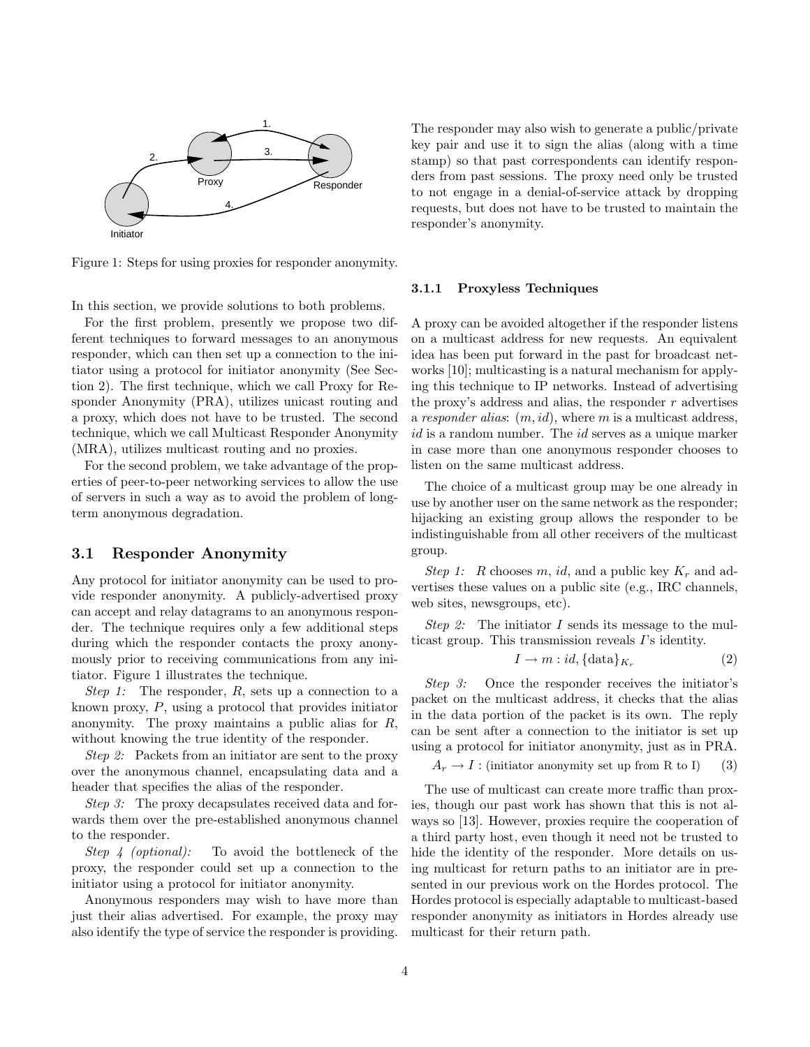Figure 1: Steps for using proxies for responder anonymity.

In this section, we provide solutions to both problems.

For the first problem, presently we propose two different techniques to forward messages to an anonymous responder, which can then set up a connection to the initiator using a protocol for initiator anonymity (See Section 2). The first technique, which we call Proxy for Responder Anonymity (PRA), utilizes unicast routing and a proxy, which does not have to be trusted. The second technique, which we call Multicast Responder Anonymity (MRA), utilizes multicast routing and no proxies.

For the second problem, we take advantage of the properties of peer-to-peer networking services to allow the use of servers in such a way as to avoid the problem of long-term anonymous degradation.

## 3.1 Responder Anonymity

Any protocol for initiator anonymity can be used to provide responder anonymity. A publicly-advertised proxy can accept and relay datagrams to an anonymous responder. The technique requires only a few additional steps during which the responder contacts the proxy anonymously prior to receiving communications from any initiator. Figure 1 illustrates the technique.

*Step 1:* The responder, $R$, sets up a connection to a known proxy, $P$, using a protocol that provides initiator anonymity. The proxy maintains a public alias for $R$, without knowing the true identity of the responder.

*Step 2:* Packets from an initiator are sent to the proxy over the anonymous channel, encapsulating data and a header that specifies the alias of the responder.

*Step 3:* The proxy decapsulates received data and forwards them over the pre-established anonymous channel to the responder.

*Step 4 (optional):* To avoid the bottleneck of the proxy, the responder could set up a connection to the initiator using a protocol for initiator anonymity.

Anonymous responders may wish to have more than just their alias advertised. For example, the proxy may also identify the type of service the responder is providing. The responder may also wish to generate a public/private key pair and use it to sign the alias (along with a time stamp) so that past correspondents can identify responders from past sessions. The proxy need only be trusted to not engage in a denial-of-service attack by dropping requests, but does not have to be trusted to maintain the responder's anonymity.

### 3.1.1 Proxyless Techniques

A proxy can be avoided altogether if the responder listens on a multicast address for new requests. An equivalent idea has been put forward in the past for broadcast networks [10]; multicasting is a natural mechanism for applying this technique to IP networks. Instead of advertising the proxy's address and alias, the responder $r$ advertises a *responder alias*: $(m, id)$, where $m$ is a multicast address, $id$ is a random number. The $id$ serves as a unique marker in case more than one anonymous responder chooses to listen on the same multicast address.

The choice of a multicast group may be one already in use by another user on the same network as the responder; hijacking an existing group allows the responder to be indistinguishable from all other receivers of the multicast group.

*Step 1:* $R$ chooses $m$, $id$, and a public key $K_r$ and advertises these values on a public site (e.g., IRC channels, web sites, newsgroups, etc).

*Step 2:* The initiator $I$ sends its message to the multicast group. This transmission reveals $I$'s identity.

$$I \rightarrow m : id, \{\text{data}\}_{K_r} \tag{2}$$

*Step 3:* Once the responder receives the initiator's packet on the multicast address, it checks that the alias in the data portion of the packet is its own. The reply can be sent after a connection to the initiator is set up using a protocol for initiator anonymity, just as in PRA.

$$A_r \rightarrow I : \text{(initiator anonymity set up from R to I)} \tag{3}$$

The use of multicast can create more traffic than proxies, though our past work has shown that this is not always so [13]. However, proxies require the cooperation of a third party host, even though it need not be trusted to hide the identity of the responder. More details on using multicast for return paths to an initiator are in presented in our previous work on the Hordes protocol. The Hordes protocol is especially adaptable to multicast-based responder anonymity as initiators in Hordes already use multicast for their return path.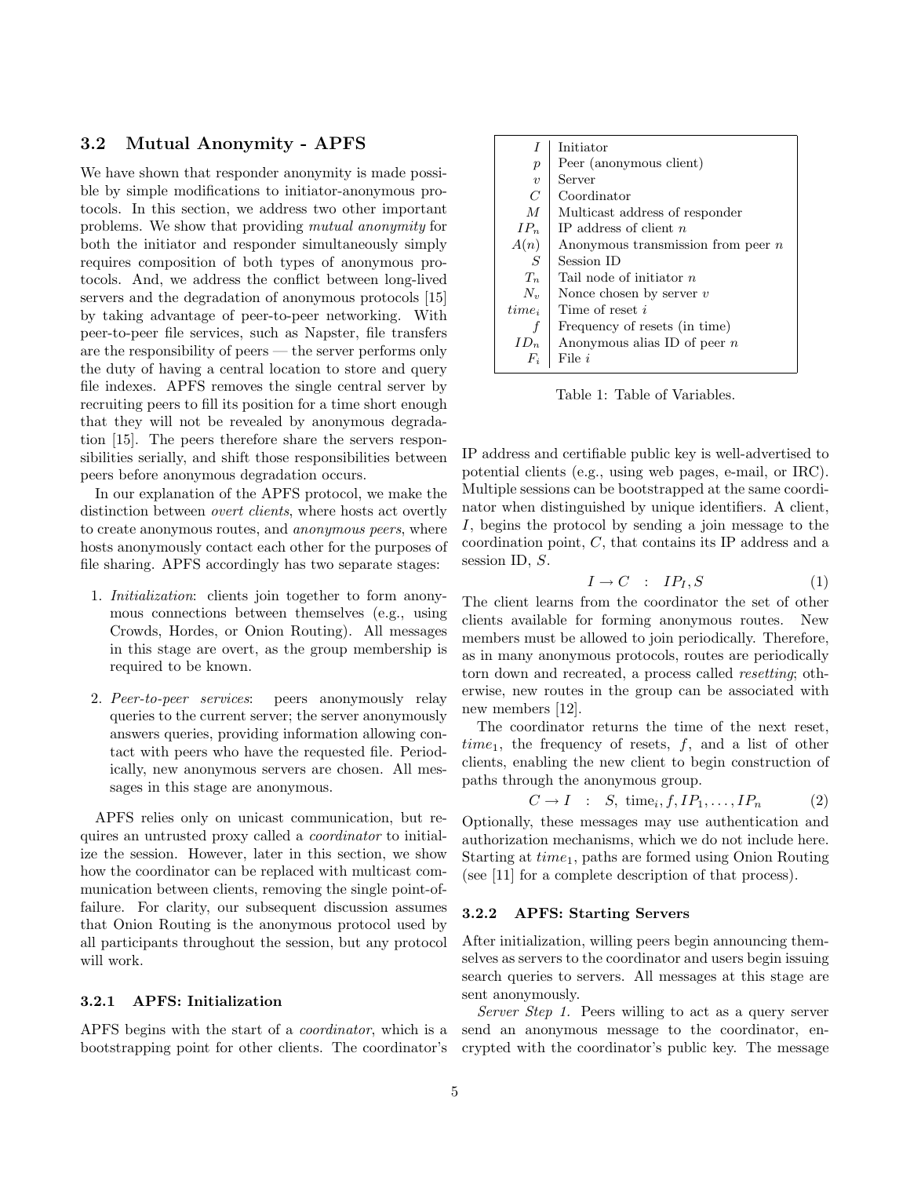## 3.2 Mutual Anonymity - APFS

We have shown that responder anonymity is made possible by simple modifications to initiator-anonymous protocols. In this section, we address two other important problems. We show that providing *mutual anonymity* for both the initiator and responder simultaneously simply requires composition of both types of anonymous protocols. And, we address the conflict between long-lived servers and the degradation of anonymous protocols [15] by taking advantage of peer-to-peer networking. With peer-to-peer file services, such as Napster, file transfers are the responsibility of peers — the server performs only the duty of having a central location to store and query file indexes. APFS removes the single central server by recruiting peers to fill its position for a time short enough that they will not be revealed by anonymous degradation [15]. The peers therefore share the servers responsibilities serially, and shift those responsibilities between peers before anonymous degradation occurs.

In our explanation of the APFS protocol, we make the distinction between *overt clients*, where hosts act overtly to create anonymous routes, and *anonymous peers*, where hosts anonymously contact each other for the purposes of file sharing. APFS accordingly has two separate stages:

1. *Initialization*: clients join together to form anonymous connections between themselves (e.g., using Crowds, Hordes, or Onion Routing). All messages in this stage are overt, as the group membership is required to be known.
2. *Peer-to-peer services*: peers anonymously relay queries to the current server; the server anonymously answers queries, providing information allowing contact with peers who have the requested file. Periodically, new anonymous servers are chosen. All messages in this stage are anonymous.

APFS relies only on unicast communication, but requires an untrusted proxy called a *coordinator* to initialize the session. However, later in this section, we show how the coordinator can be replaced with multicast communication between clients, removing the single point-of-failure. For clarity, our subsequent discussion assumes that Onion Routing is the anonymous protocol used by all participants throughout the session, but any protocol will work.

| | |
|---|---|
| $I$ | Initiator |
| $p$ | Peer (anonymous client) |
| $v$ | Server |
| $C$ | Coordinator |
| $M$ | Multicast address of responder |
| $IP_n$ | IP address of client $n$ |
| $A(n)$ | Anonymous transmission from peer $n$ |
| $S$ | Session ID |
| $T_n$ | Tail node of initiator $n$ |
| $N_v$ | Nonce chosen by server $v$ |
| $time_i$ | Time of reset $i$ |
| $f$ | Frequency of resets (in time) |
| $ID_n$ | Anonymous alias ID of peer $n$ |
| $F_i$ | File $i$ |

Table 1: Table of Variables.

### 3.2.1 APFS: Initialization

APFS begins with the start of a *coordinator*, which is a bootstrapping point for other clients. The coordinator's IP address and certifiable public key is well-advertised to potential clients (e.g., using web pages, e-mail, or IRC). Multiple sessions can be bootstrapped at the same coordinator when distinguished by unique identifiers. A client, $I$, begins the protocol by sending a join message to the coordination point, $C$, that contains its IP address and a session ID, $S$.

$$I \rightarrow C \quad : \quad IP_I, S \tag{1}$$

The client learns from the coordinator the set of other clients available for forming anonymous routes. New members must be allowed to join periodically. Therefore, as in many anonymous protocols, routes are periodically torn down and recreated, a process called *resetting*; otherwise, new routes in the group can be associated with new members [12].

The coordinator returns the time of the next reset, $time_1$, the frequency of resets, $f$, and a list of other clients, enabling the new client to begin construction of paths through the anonymous group.

$$C \rightarrow I \quad : \quad S, \text{ time}_i, f, IP_1, \ldots, IP_n \tag{2}$$

Optionally, these messages may use authentication and authorization mechanisms, which we do not include here. Starting at $time_1$, paths are formed using Onion Routing (see [11] for a complete description of that process).

### 3.2.2 APFS: Starting Servers

After initialization, willing peers begin announcing themselves as servers to the coordinator and users begin issuing search queries to servers. All messages at this stage are sent anonymously.

*Server Step 1.* Peers willing to act as a query server send an anonymous message to the coordinator, encrypted with the coordinator's public key. The message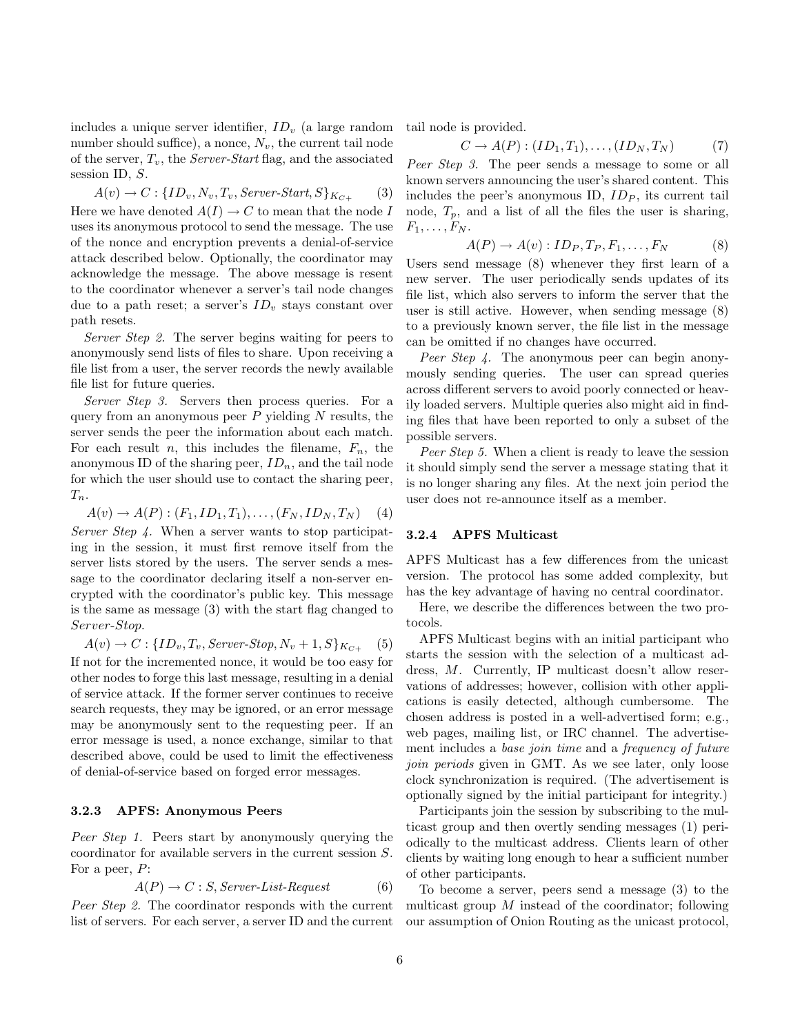includes a unique server identifier, $ID_v$ (a large random number should suffice), a nonce, $N_v$, the current tail node of the server, $T_v$, the *Server-Start* flag, and the associated session ID, $S$.

$$A(v) \rightarrow C : \{ID_v, N_v, T_v, \textit{Server-Start}, S\}_{K_{C+}} \qquad (3)$$

Here we have denoted $A(I) \rightarrow C$ to mean that the node $I$ uses its anonymous protocol to send the message. The use of the nonce and encryption prevents a denial-of-service attack described below. Optionally, the coordinator may acknowledge the message. The above message is resent to the coordinator whenever a server's tail node changes due to a path reset; a server's $ID_v$ stays constant over path resets.

*Server Step 2.* The server begins waiting for peers to anonymously send lists of files to share. Upon receiving a file list from a user, the server records the newly available file list for future queries.

*Server Step 3.* Servers then process queries. For a query from an anonymous peer $P$ yielding $N$ results, the server sends the peer the information about each match. For each result $n$, this includes the filename, $F_n$, the anonymous ID of the sharing peer, $ID_n$, and the tail node for which the user should use to contact the sharing peer, $T_n$.

$$A(v) \rightarrow A(P) : (F_1, ID_1, T_1), \ldots, (F_N, ID_N, T_N) \qquad (4)$$

*Server Step 4.* When a server wants to stop participating in the session, it must first remove itself from the server lists stored by the users. The server sends a message to the coordinator declaring itself a non-server encrypted with the coordinator's public key. This message is the same as message (3) with the start flag changed to *Server-Stop*.

$$A(v) \rightarrow C : \{ID_v, T_v, \textit{Server-Stop}, N_v + 1, S\}_{K_{C+}} \qquad (5)$$

If not for the incremented nonce, it would be too easy for other nodes to forge this last message, resulting in a denial of service attack. If the former server continues to receive search requests, they may be ignored, or an error message may be anonymously sent to the requesting peer. If an error message is used, a nonce exchange, similar to that described above, could be used to limit the effectiveness of denial-of-service based on forged error messages.

### 3.2.3 APFS: Anonymous Peers

*Peer Step 1.* Peers start by anonymously querying the coordinator for available servers in the current session $S$. For a peer, $P$:

$$A(P) \rightarrow C : S, \textit{Server-List-Request} \qquad (6)$$

*Peer Step 2.* The coordinator responds with the current list of servers. For each server, a server ID and the current tail node is provided.

$$C \rightarrow A(P) : (ID_1, T_1), \ldots, (ID_N, T_N) \qquad (7)$$

*Peer Step 3.* The peer sends a message to some or all known servers announcing the user's shared content. This includes the peer's anonymous ID, $ID_P$, its current tail node, $T_p$, and a list of all the files the user is sharing, $F_1, \ldots, F_N$.

$$A(P) \rightarrow A(v) : ID_P, T_P, F_1, \ldots, F_N \qquad (8)$$

Users send message (8) whenever they first learn of a new server. The user periodically sends updates of its file list, which also servers to inform the server that the user is still active. However, when sending message (8) to a previously known server, the file list in the message can be omitted if no changes have occurred.

*Peer Step 4.* The anonymous peer can begin anonymously sending queries. The user can spread queries across different servers to avoid poorly connected or heavily loaded servers. Multiple queries also might aid in finding files that have been reported to only a subset of the possible servers.

*Peer Step 5.* When a client is ready to leave the session it should simply send the server a message stating that it is no longer sharing any files. At the next join period the user does not re-announce itself as a member.

### 3.2.4 APFS Multicast

APFS Multicast has a few differences from the unicast version. The protocol has some added complexity, but has the key advantage of having no central coordinator.

Here, we describe the differences between the two protocols.

APFS Multicast begins with an initial participant who starts the session with the selection of a multicast address, $M$. Currently, IP multicast doesn't allow reservations of addresses; however, collision with other applications is easily detected, although cumbersome. The chosen address is posted in a well-advertised form; e.g., web pages, mailing list, or IRC channel. The advertisement includes a *base join time* and a *frequency of future join periods* given in GMT. As we see later, only loose clock synchronization is required. (The advertisement is optionally signed by the initial participant for integrity.)

Participants join the session by subscribing to the multicast group and then overtly sending messages (1) periodically to the multicast address. Clients learn of other clients by waiting long enough to hear a sufficient number of other participants.

To become a server, peers send a message (3) to the multicast group $M$ instead of the coordinator; following our assumption of Onion Routing as the unicast protocol,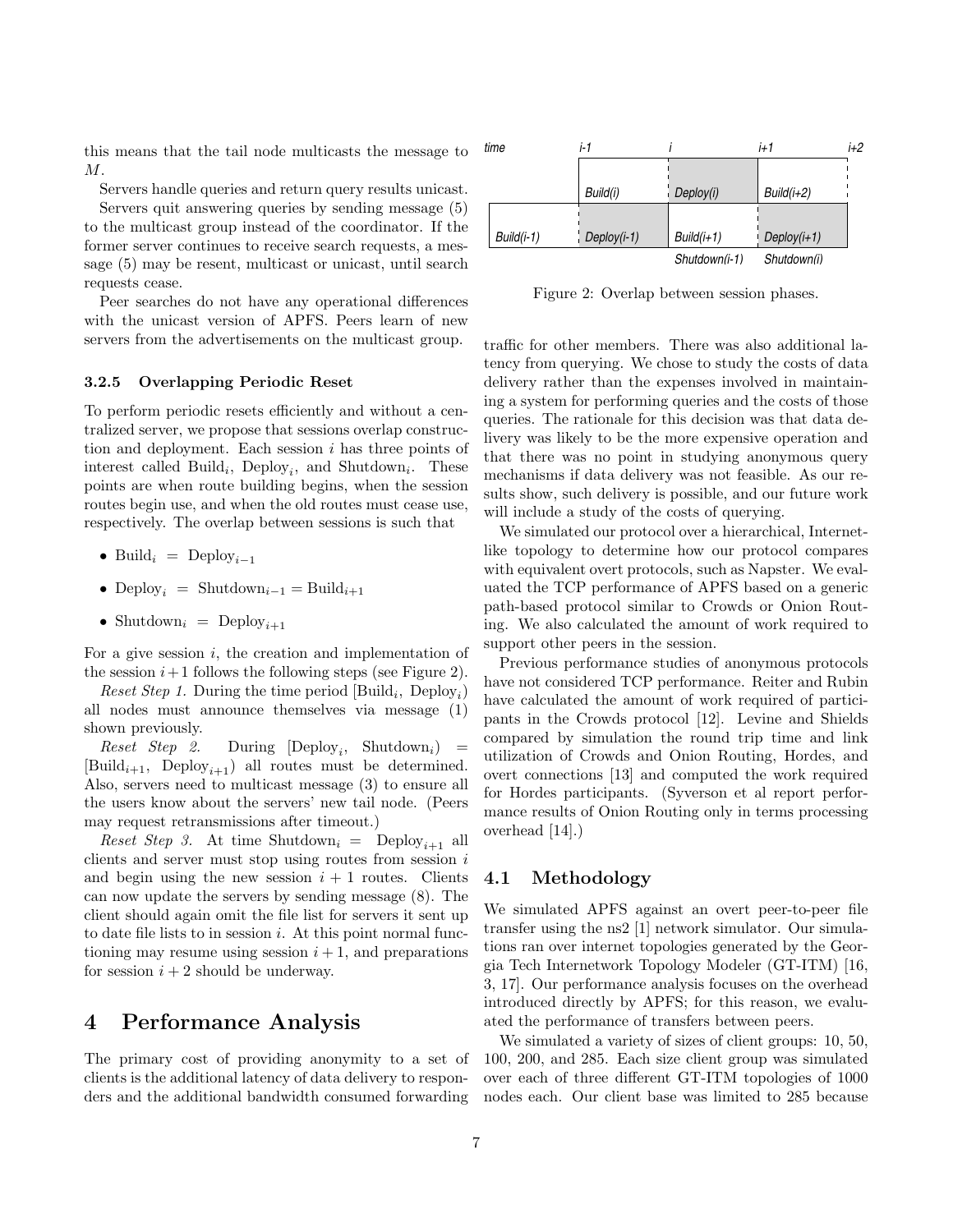this means that the tail node multicasts the message to $M$.

Servers handle queries and return query results unicast.

Servers quit answering queries by sending message (5) to the multicast group instead of the coordinator. If the former server continues to receive search requests, a message (5) may be resent, multicast or unicast, until search requests cease.

Peer searches do not have any operational differences with the unicast version of APFS. Peers learn of new servers from the advertisements on the multicast group.

### 3.2.5 Overlapping Periodic Reset

To perform periodic resets efficiently and without a centralized server, we propose that sessions overlap construction and deployment. Each session $i$ has three points of interest called $\text{Build}_i$, $\text{Deploy}_i$, and $\text{Shutdown}_i$. These points are when route building begins, when the session routes begin use, and when the old routes must cease use, respectively. The overlap between sessions is such that

- $\text{Build}_i = \text{Deploy}_{i-1}$
- $\text{Deploy}_i = \text{Shutdown}_{i-1} = \text{Build}_{i+1}$
- $\text{Shutdown}_i = \text{Deploy}_{i+1}$

For a give session $i$, the creation and implementation of the session $i+1$ follows the following steps (see Figure 2).

*Reset Step 1.* During the time period $[\text{Build}_i, \text{Deploy}_i)$ all nodes must announce themselves via message (1) shown previously.

*Reset Step 2.* During $[\text{Deploy}_i, \text{Shutdown}_i) = [\text{Build}_{i+1}, \text{Deploy}_{i+1})$ all routes must be determined. Also, servers need to multicast message (3) to ensure all the users know about the servers' new tail node. (Peers may request retransmissions after timeout.)

*Reset Step 3.* At time $\text{Shutdown}_i = \text{Deploy}_{i+1}$ all clients and server must stop using routes from session $i$ and begin using the new session $i+1$ routes. Clients can now update the servers by sending message (8). The client should again omit the file list for servers it sent up to date file lists to in session $i$. At this point normal functioning may resume using session $i+1$, and preparations for session $i+2$ should be underway.

| time | i-1 | i | i+1 | i+2 |
|---|---|---|---|---|
| | | Build(i) | Deploy(i) | Build(i+2) |
| | Build(i-1) | Deploy(i-1) | Build(i+1) | Deploy(i+1) |
| | | | Shutdown(i-1) | Shutdown(i) |

Figure 2: Overlap between session phases.

## 4 Performance Analysis

The primary cost of providing anonymity to a set of clients is the additional latency of data delivery to responders and the additional bandwidth consumed forwarding traffic for other members. There was also additional latency from querying. We chose to study the costs of data delivery rather than the expenses involved in maintaining a system for performing queries and the costs of those queries. The rationale for this decision was that data delivery was likely to be the more expensive operation and that there was no point in studying anonymous query mechanisms if data delivery was not feasible. As our results show, such delivery is possible, and our future work will include a study of the costs of querying.

We simulated our protocol over a hierarchical, Internet-like topology to determine how our protocol compares with equivalent overt protocols, such as Napster. We evaluated the TCP performance of APFS based on a generic path-based protocol similar to Crowds or Onion Routing. We also calculated the amount of work required to support other peers in the session.

Previous performance studies of anonymous protocols have not considered TCP performance. Reiter and Rubin have calculated the amount of work required of participants in the Crowds protocol [12]. Levine and Shields compared by simulation the round trip time and link utilization of Crowds and Onion Routing, Hordes, and overt connections [13] and computed the work required for Hordes participants. (Syverson et al report performance results of Onion Routing only in terms processing overhead [14].)

### 4.1 Methodology

We simulated APFS against an overt peer-to-peer file transfer using the ns2 [1] network simulator. Our simulations ran over internet topologies generated by the Georgia Tech Internetwork Topology Modeler (GT-ITM) [16, 3, 17]. Our performance analysis focuses on the overhead introduced directly by APFS; for this reason, we evaluated the performance of transfers between peers.

We simulated a variety of sizes of client groups: 10, 50, 100, 200, and 285. Each size client group was simulated over each of three different GT-ITM topologies of 1000 nodes each. Our client base was limited to 285 because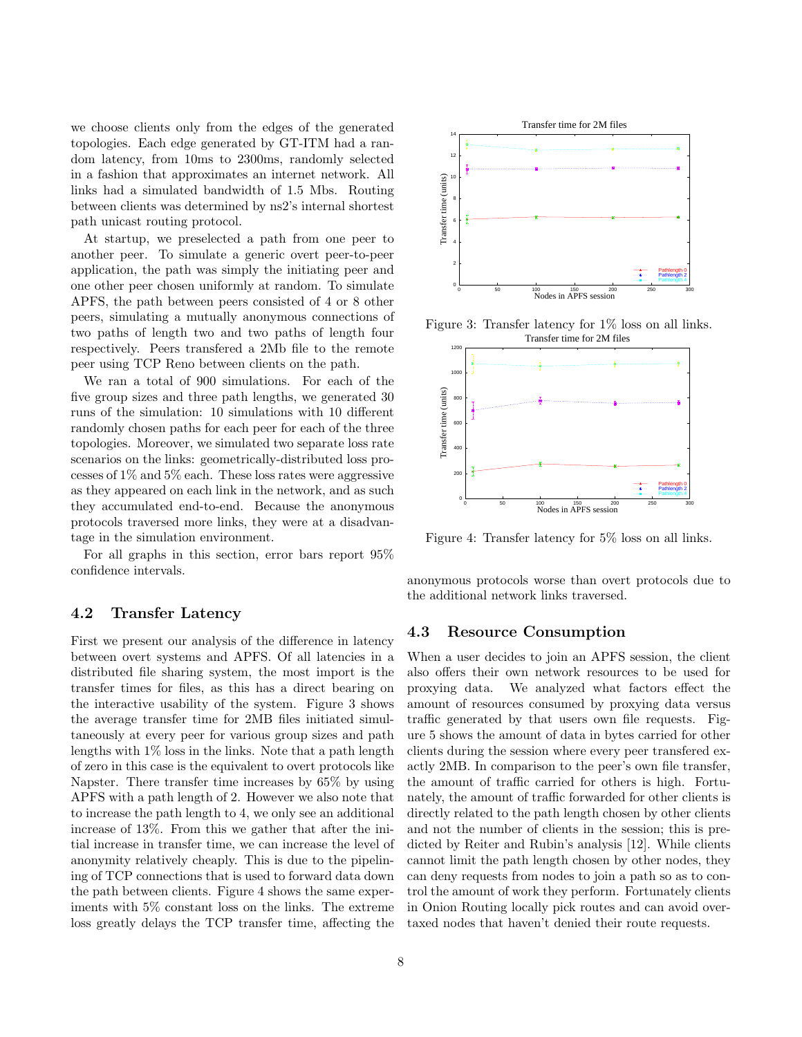we choose clients only from the edges of the generated topologies. Each edge generated by GT-ITM had a random latency, from 10ms to 2300ms, randomly selected in a fashion that approximates an internet network. All links had a simulated bandwidth of 1.5 Mbs. Routing between clients was determined by ns2's internal shortest path unicast routing protocol.

At startup, we preselected a path from one peer to another peer. To simulate a generic overt peer-to-peer application, the path was simply the initiating peer and one other peer chosen uniformly at random. To simulate APFS, the path between peers consisted of 4 or 8 other peers, simulating a mutually anonymous connections of two paths of length two and two paths of length four respectively. Peers transfered a 2Mb file to the remote peer using TCP Reno between clients on the path.

We ran a total of 900 simulations. For each of the five group sizes and three path lengths, we generated 30 runs of the simulation: 10 simulations with 10 different randomly chosen paths for each peer for each of the three topologies. Moreover, we simulated two separate loss rate scenarios on the links: geometrically-distributed loss processes of 1% and 5% each. These loss rates were aggressive as they appeared on each link in the network, and as such they accumulated end-to-end. Because the anonymous protocols traversed more links, they were at a disadvantage in the simulation environment.

For all graphs in this section, error bars report 95% confidence intervals.

## 4.2 Transfer Latency

First we present our analysis of the difference in latency between overt systems and APFS. Of all latencies in a distributed file sharing system, the most import is the transfer times for files, as this has a direct bearing on the interactive usability of the system. Figure 3 shows the average transfer time for 2MB files initiated simultaneously at every peer for various group sizes and path lengths with 1% loss in the links. Note that a path length of zero in this case is the equivalent to overt protocols like Napster. There transfer time increases by 65% by using APFS with a path length of 2. However we also note that to increase the path length to 4, we only see an additional increase of 13%. From this we gather that after the initial increase in transfer time, we can increase the level of anonymity relatively cheaply. This is due to the pipelining of TCP connections that is used to forward data down the path between clients. Figure 4 shows the same experiments with 5% constant loss on the links. The extreme loss greatly delays the TCP transfer time, affecting the anonymous protocols worse than overt protocols due to the additional network links traversed.

Figure 3: Transfer latency for 1% loss on all links.

Figure 4: Transfer latency for 5% loss on all links.

## 4.3 Resource Consumption

When a user decides to join an APFS session, the client also offers their own network resources to be used for proxying data. We analyzed what factors effect the amount of resources consumed by proxying data versus traffic generated by that users own file requests. Figure 5 shows the amount of data in bytes carried for other clients during the session where every peer transfered exactly 2MB. In comparison to the peer's own file transfer, the amount of traffic carried for others is high. Fortunately, the amount of traffic forwarded for other clients is directly related to the path length chosen by other clients and not the number of clients in the session; this is predicted by Reiter and Rubin's analysis [12]. While clients cannot limit the path length chosen by other nodes, they can deny requests from nodes to join a path so as to control the amount of work they perform. Fortunately clients in Onion Routing locally pick routes and can avoid overtaxed nodes that haven't denied their route requests.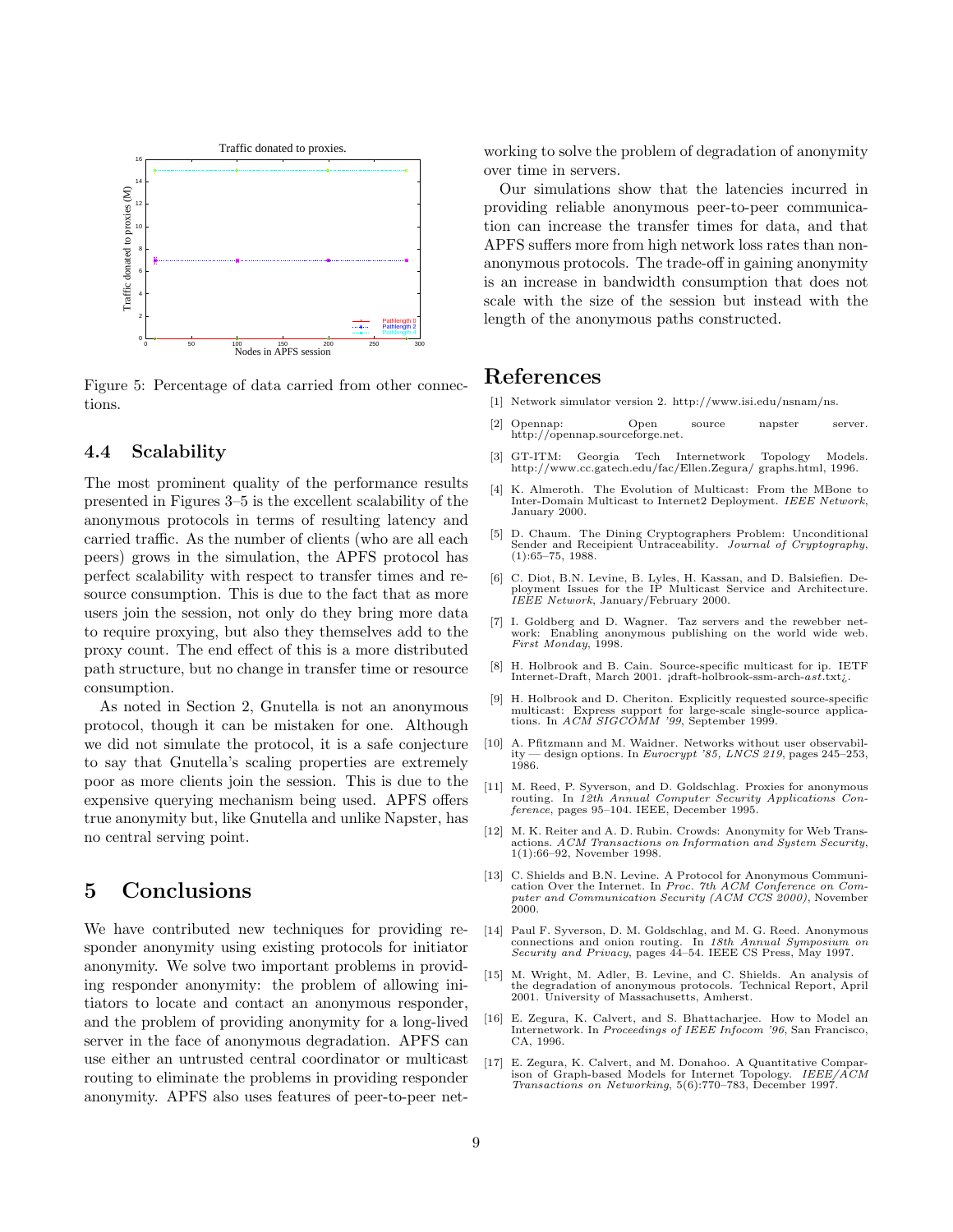Traffic donated to proxies.

Traffic donated to proxies (M)

16
14
12
10
8
6
4
2
0

0 50 100 150 200 250 300

Nodes in APFS session

Pathlength 0
Pathlength 2
Pathlength 4

Figure 5: Percentage of data carried from other connections.

### 4.4 Scalability

The most prominent quality of the performance results presented in Figures 3–5 is the excellent scalability of the anonymous protocols in terms of resulting latency and carried traffic. As the number of clients (who are all each peers) grows in the simulation, the APFS protocol has perfect scalability with respect to transfer times and resource consumption. This is due to the fact that as more users join the session, not only do they bring more data to require proxying, but also they themselves add to the proxy count. The end effect of this is a more distributed path structure, but no change in transfer time or resource consumption.

As noted in Section 2, Gnutella is not an anonymous protocol, though it can be mistaken for one. Although we did not simulate the protocol, it is a safe conjecture to say that Gnutella's scaling properties are extremely poor as more clients join the session. This is due to the expensive querying mechanism being used. APFS offers true anonymity but, like Gnutella and unlike Napster, has no central serving point.

## 5 Conclusions

We have contributed new techniques for providing responder anonymity using existing protocols for initiator anonymity. We solve two important problems in providing responder anonymity: the problem of allowing initiators to locate and contact an anonymous responder, and the problem of providing anonymity for a long-lived server in the face of anonymous degradation. APFS can use either an untrusted central coordinator or multicast routing to eliminate the problems in providing responder anonymity. APFS also uses features of peer-to-peer networking to solve the problem of degradation of anonymity over time in servers.

Our simulations show that the latencies incurred in providing reliable anonymous peer-to-peer communication can increase the transfer times for data, and that APFS suffers more from high network loss rates than non-anonymous protocols. The trade-off in gaining anonymity is an increase in bandwidth consumption that does not scale with the size of the session but instead with the length of the anonymous paths constructed.

## References

[1] Network simulator version 2. http://www.isi.edu/nsnam/ns.

[2] Opennap: Open source napster server. http://opennap.sourceforge.net.

[3] GT-ITM: Georgia Tech Internetwork Topology Models. http://www.cc.gatech.edu/fac/Ellen.Zegura/ graphs.html, 1996.

[4] K. Almeroth. The Evolution of Multicast: From the MBone to Inter-Domain Multicast to Internet2 Deployment. *IEEE Network*, January 2000.

[5] D. Chaum. The Dining Cryptographers Problem: Unconditional Sender and Receipient Untraceability. *Journal of Cryptography*, (1):65–75, 1988.

[6] C. Diot, B.N. Levine, B. Lyles, H. Kassan, and D. Balsiefien. Deployment Issues for the IP Multicast Service and Architecture. *IEEE Network*, January/February 2000.

[7] I. Goldberg and D. Wagner. Taz servers and the rewebber network: Enabling anonymous publishing on the world wide web. *First Monday*, 1998.

[8] H. Holbrook and B. Cain. Source-specific multicast for ip. IETF Internet-Draft, March 2001. ¡draft-holbrook-ssm-arch-*ast*.txt¿.

[9] H. Holbrook and D. Cheriton. Explicitly requested source-specific multicast: Express support for large-scale single-source applications. In *ACM SIGCOMM '99*, September 1999.

[10] A. Pfitzmann and M. Waidner. Networks without user observability — design options. In *Eurocrypt '85, LNCS 219*, pages 245–253, 1986.

[11] M. Reed, P. Syverson, and D. Goldschlag. Proxies for anonymous routing. In *12th Annual Computer Security Applications Conference*, pages 95–104. IEEE, December 1995.

[12] M. K. Reiter and A. D. Rubin. Crowds: Anonymity for Web Transactions. *ACM Transactions on Information and System Security*, 1(1):66–92, November 1998.

[13] C. Shields and B.N. Levine. A Protocol for Anonymous Communication Over the Internet. In *Proc. 7th ACM Conference on Computer and Communication Security (ACM CCS 2000)*, November 2000.

[14] Paul F. Syverson, D. M. Goldschlag, and M. G. Reed. Anonymous connections and onion routing. In *18th Annual Symposium on Security and Privacy*, pages 44–54. IEEE CS Press, May 1997.

[15] M. Wright, M. Adler, B. Levine, and C. Shields. An analysis of the degradation of anonymous protocols. Technical Report, April 2001. University of Massachusetts, Amherst.

[16] E. Zegura, K. Calvert, and S. Bhattacharjee. How to Model an Internetwork. In *Proceedings of IEEE Infocom '96*, San Francisco, CA, 1996.

[17] E. Zegura, K. Calvert, and M. Donahoo. A Quantitative Comparison of Graph-based Models for Internet Topology. *IEEE/ACM Transactions on Networking*, 5(6):770–783, December 1997.